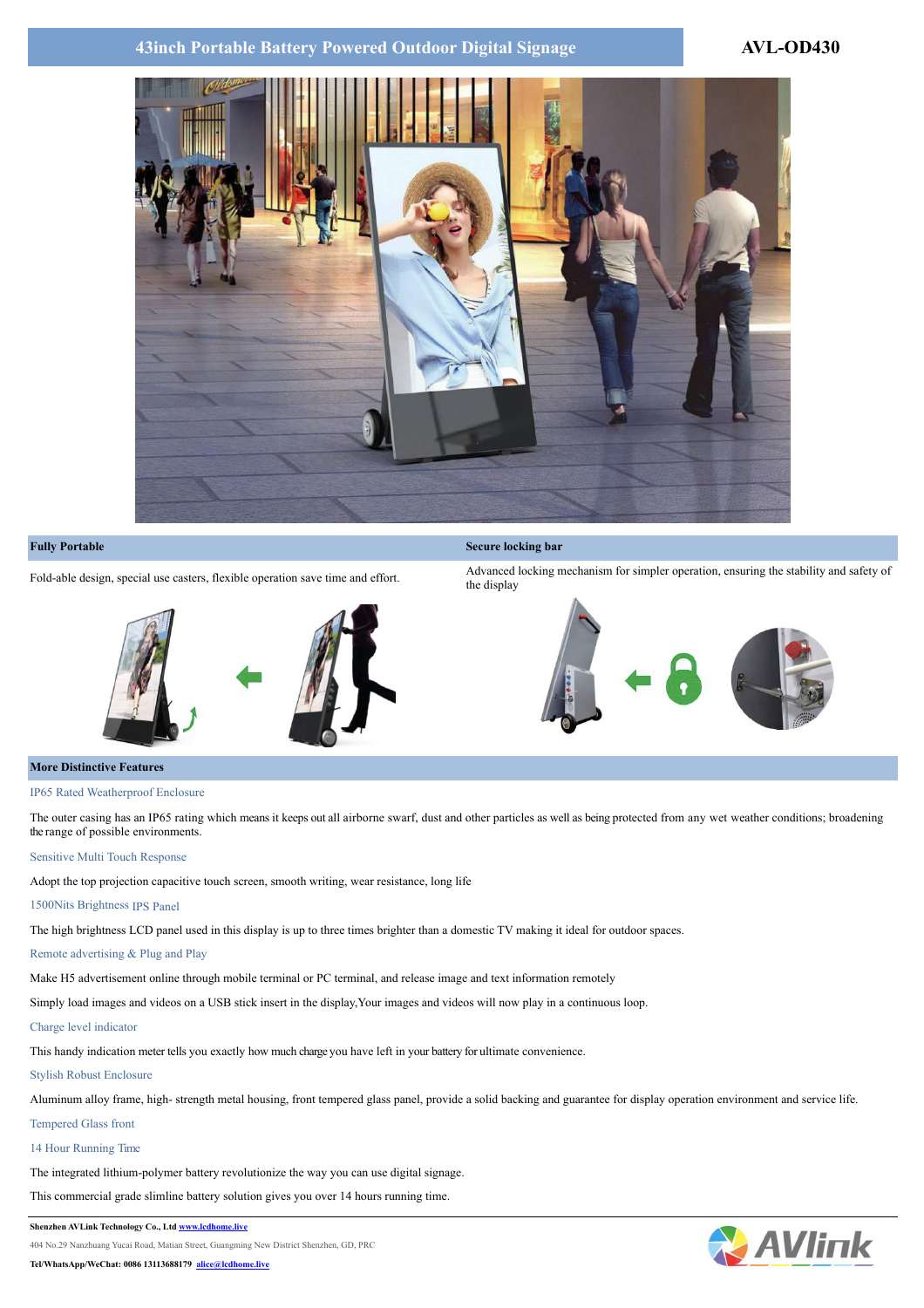# 43inch Portable Battery Powered Outdoor Digital Signage

**AVL-OD430**

## Fully Portable

Fold-able design, special use casters, flexible operation save time and effort.

## Secure locking bar

Advanced locking mechanism for simpler operation, ensuring the stability and safety of the display

## More Distinctive Features

### IP65 Rated Weatherproof Enclosure

The outer casing has an IP65 rating which means it keeps out all airborne swarf, dust and other particles as well as being protected from any wet weather conditions; broadening the range of possible environments.

### Sensitive Multi Touch Response

Adopt the top projection capacitive touch screen, smooth writing, wear resistance, long life

### 1500Nits Brightness IPS Panel

The high brightness LCD panel used in this display is up to three times brighter than a domestic TV making it ideal for outdoor spaces.

### Remote advertising & Plug and Play

Make H5 advertisement online through mobile terminal or PC terminal, and release image and text information remotely

Simply load images and videos on a USB stick insert in the display,Your images and videos will now play in a continuous loop.

### Charge level indicator

This handy indication meter tells you exactly how much charge you have left in your battery for ultimate convenience.

### Stylish Robust Enclosure

Aluminum alloy frame, high- strength metal housing, front tempered glass panel, provide a solid backing and guarantee for display operation environment and service life.

### Tempered Glass front

### 14 Hour Running Time

The integrated lithium-polymer battery revolutionize the way you can use digital signage.

This commercial grade slimline battery solution gives you over 14 hours running time.

---

**Shenzhen AVLink Technology Co., Ltd** www.lcdhome.live

404 No.29 Nanzhuang Yucai Road, Matian Street, Guangming New District Shenzhen, GD, PRC

**Tel/WhatsApp/WeChat: 0086 13113688179** alice@lcdhome.live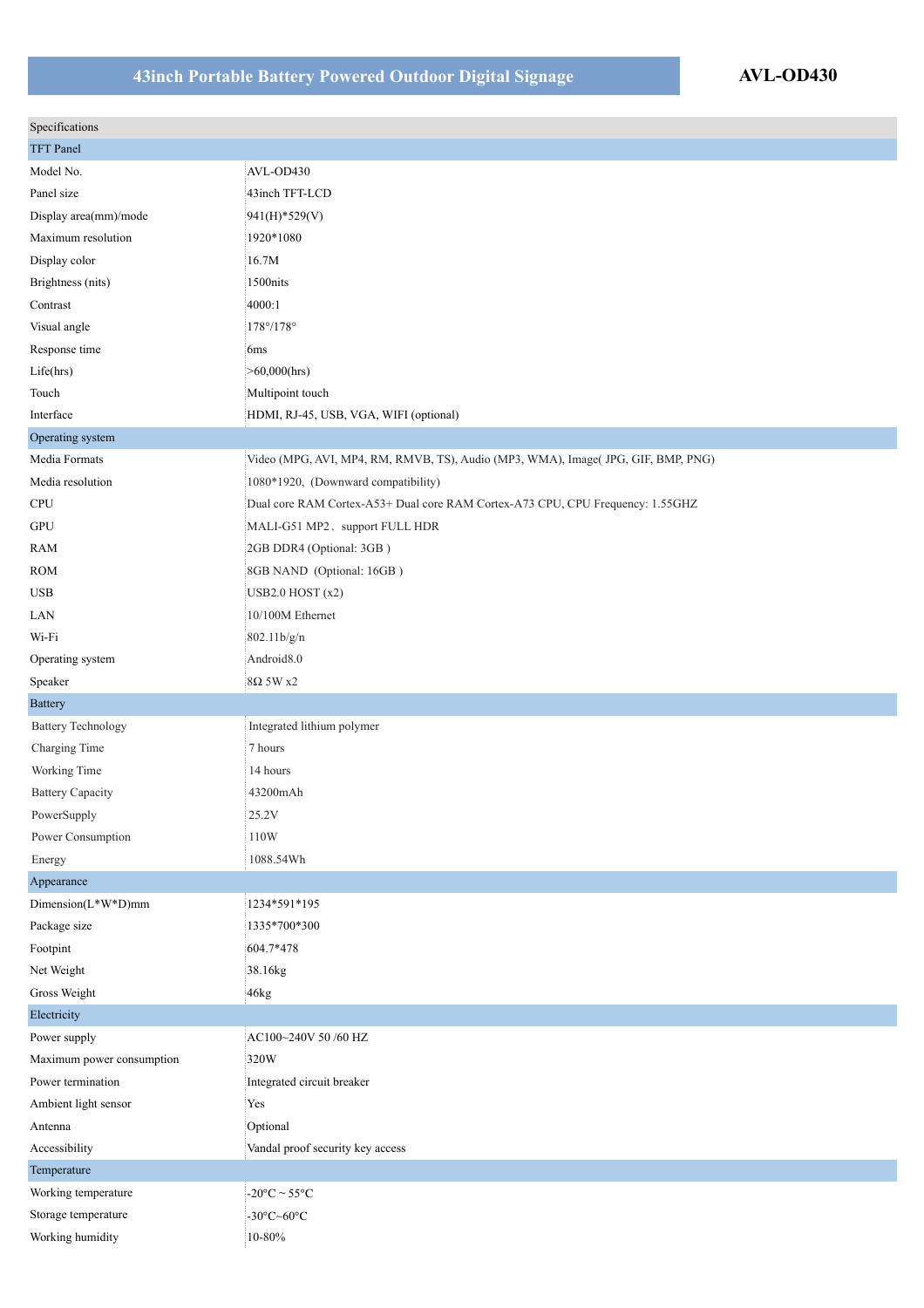# 43inch Portable Battery Powered Outdoor Digital Signage

**AVL-OD430**

| Specifications | |
|---|---|
| **TFT Panel** | |
| Model No. | AVL-OD430 |
| Panel size | 43inch TFT-LCD |
| Display area(mm)/mode | 941(H)*529(V) |
| Maximum resolution | 1920*1080 |
| Display color | 16.7M |
| Brightness (nits) | 1500nits |
| Contrast | 4000:1 |
| Visual angle | 178°/178° |
| Response time | 6ms |
| Life(hrs) | >60,000(hrs) |
| Touch | Multipoint touch |
| Interface | HDMI, RJ-45, USB, VGA, WIFI (optional) |
| **Operating system** | |
| Media Formats | Video (MPG, AVI, MP4, RM, RMVB, TS), Audio (MP3, WMA), Image( JPG, GIF, BMP, PNG) |
| Media resolution | 1080*1920, (Downward compatibility) |
| CPU | Dual core RAM Cortex-A53+ Dual core RAM Cortex-A73 CPU, CPU Frequency: 1.55GHZ |
| GPU | MALI-G51 MP2, support FULL HDR |
| RAM | 2GB DDR4 (Optional: 3GB ) |
| ROM | 8GB NAND (Optional: 16GB ) |
| USB | USB2.0 HOST (x2) |
| LAN | 10/100M Ethernet |
| Wi-Fi | 802.11b/g/n |
| Operating system | Android8.0 |
| Speaker | 8Ω 5W x2 |
| **Battery** | |
| Battery Technology | Integrated lithium polymer |
| Charging Time | 7 hours |
| Working Time | 14 hours |
| Battery Capacity | 43200mAh |
| PowerSupply | 25.2V |
| Power Consumption | 110W |
| Energy | 1088.54Wh |
| **Appearance** | |
| Dimension(L*W*D)mm | 1234*591*195 |
| Package size | 1335*700*300 |
| Footpint | 604.7*478 |
| Net Weight | 38.16kg |
| Gross Weight | 46kg |
| **Electricity** | |
| Power supply | AC100~240V 50 /60 HZ |
| Maximum power consumption | 320W |
| Power termination | Integrated circuit breaker |
| Ambient light sensor | Yes |
| Antenna | Optional |
| Accessibility | Vandal proof security key access |
| **Temperature** | |
| Working temperature | -20°C ~ 55°C |
| Storage temperature | -30°C~60°C |
| Working humidity | 10-80% |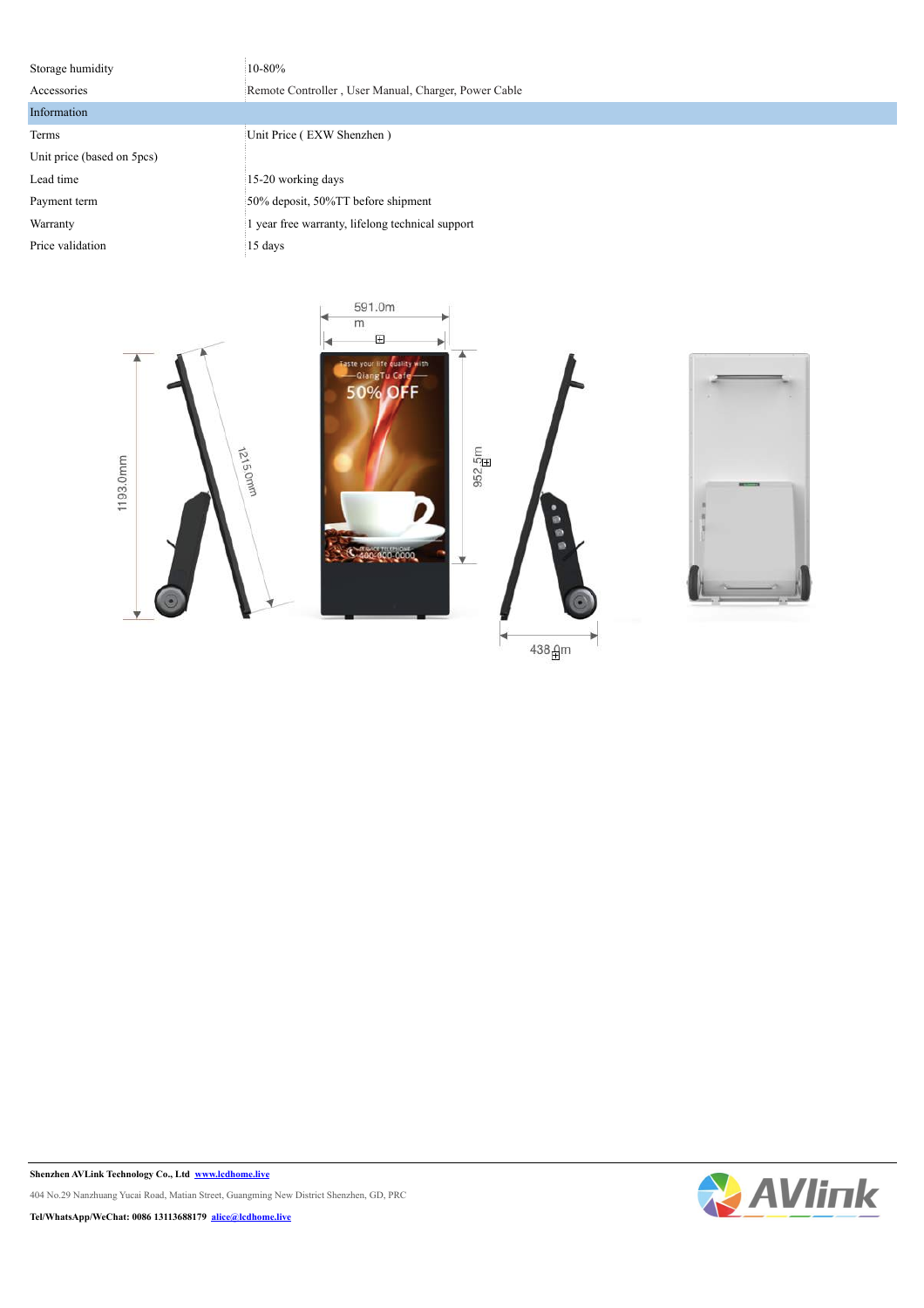| | |
|---|---|
| Storage humidity | 10-80% |
| Accessories | Remote Controller , User Manual, Charger, Power Cable |
| **Information** | |
| Terms | Unit Price ( EXW Shenzhen ) |
| Unit price (based on 5pcs) | |
| Lead time | 15-20 working days |
| Payment term | 50% deposit, 50%TT before shipment |
| Warranty | 1 year free warranty, lifelong technical support |
| Price validation | 15 days |

591.0mm

1193.0mm

1215.0mm

952.5mm

438.0mm

**Shenzhen AVLink Technology Co., Ltd** www.lcdhome.live

404 No.29 Nanzhuang Yucai Road, Matian Street, Guangming New District Shenzhen, GD, PRC

**Tel/WhatsApp/WeChat: 0086 13113688179** alice@lcdhome.live